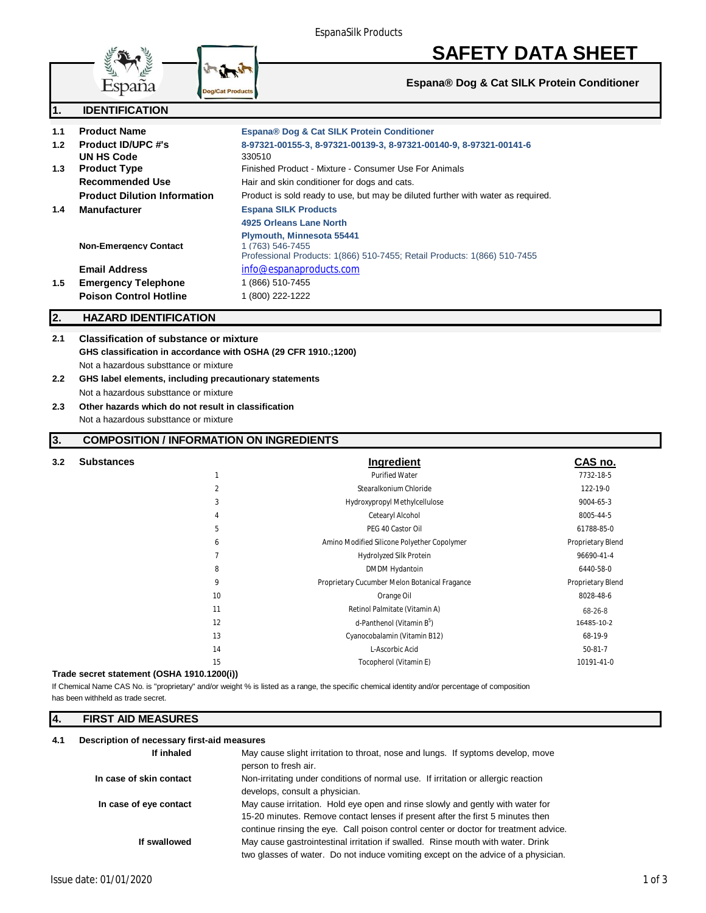EspanaSilk Products

# SAFETY DATA SHEET

**Espana® Dog & Cat SILK Protein Conditioner**

## 1. IDENTIFICATION

| | | |
|---|---|---|
| 1.1 | **Product Name** | **Espana® Dog & Cat SILK Protein Conditioner** |
| 1.2 | **Product ID/UPC #'s** | **8-97321-00155-3, 8-97321-00139-3, 8-97321-00140-9, 8-97321-00141-6** |
| | **UN HS Code** | 330510 |
| 1.3 | **Product Type** | Finished Product - Mixture - Consumer Use For Animals |
| | **Recommended Use** | Hair and skin conditioner for dogs and cats. |
| | **Product Dilution Information** | Product is sold ready to use, but may be diluted further with water as required. |
| 1.4 | **Manufacturer** | **Espana SILK Products**<br>**4925 Orleans Lane North**<br>**Plymouth, Minnesota 55441** |
| | **Non-Emergency Contact** | 1 (763) 546-7455<br>Professional Products: 1(866) 510-7455; Retail Products: 1(866) 510-7455 |
| | **Email Address** | info@espanaproducts.com |
| 1.5 | **Emergency Telephone** | 1 (866) 510-7455 |
| | **Poison Control Hotline** | 1 (800) 222-1222 |

## 2. HAZARD IDENTIFICATION

**2.1 Classification of substance or mixture**

**GHS classification in accordance with OSHA (29 CFR 1910.;1200)**

Not a hazardous substtance or mixture

**2.2 GHS label elements, including precautionary statements**

Not a hazardous substtance or mixture

**2.3 Other hazards which do not result in classification**

Not a hazardous substtance or mixture

## 3. COMPOSITION / INFORMATION ON INGREDIENTS

**3.2 Substances**

| | Ingredient | CAS no. |
|---|---|---|
| 1 | Purified Water | 7732-18-5 |
| 2 | Stearalkonium Chloride | 122-19-0 |
| 3 | Hydroxypropyl Methylcellulose | 9004-65-3 |
| 4 | Cetearyl Alcohol | 8005-44-5 |
| 5 | PEG 40 Castor Oil | 61788-85-0 |
| 6 | Amino Modified Silicone Polyether Copolymer | Proprietary Blend |
| 7 | Hydrolyzed Silk Protein | 96690-41-4 |
| 8 | DMDM Hydantoin | 6440-58-0 |
| 9 | Proprietary Cucumber Melon Botanical Fragance | Proprietary Blend |
| 10 | Orange Oil | 8028-48-6 |
| 11 | Retinol Palmitate (Vitamin A) | 68-26-8 |
| 12 | d-Panthenol (Vitamin $B^5$) | 16485-10-2 |
| 13 | Cyanocobalamin (Vitamin B12) | 68-19-9 |
| 14 | L-Ascorbic Acid | 50-81-7 |
| 15 | Tocopherol (Vitamin E) | 10191-41-0 |

**Trade secret statement (OSHA 1910.1200(i))**

If Chemical Name CAS No. is "proprietary" and/or weight % is listed as a range, the specific chemical identity and/or percentage of composition has been withheld as trade secret.

## 4. FIRST AID MEASURES

**4.1 Description of necessary first-aid measures**

| | |
|---|---|
| **If inhaled** | May cause slight irritation to throat, nose and lungs. If syptoms develop, move person to fresh air. |
| **In case of skin contact** | Non-irritating under conditions of normal use. If irritation or allergic reaction develops, consult a physician. |
| **In case of eye contact** | May cause irritation. Hold eye open and rinse slowly and gently with water for 15-20 minutes. Remove contact lenses if present after the first 5 minutes then continue rinsing the eye. Call poison control center or doctor for treatment advice. |
| **If swallowed** | May cause gastrointestinal irritation if swalled. Rinse mouth with water. Drink two glasses of water. Do not induce vomiting except on the advice of a physician. |

Issue date: 01/01/2020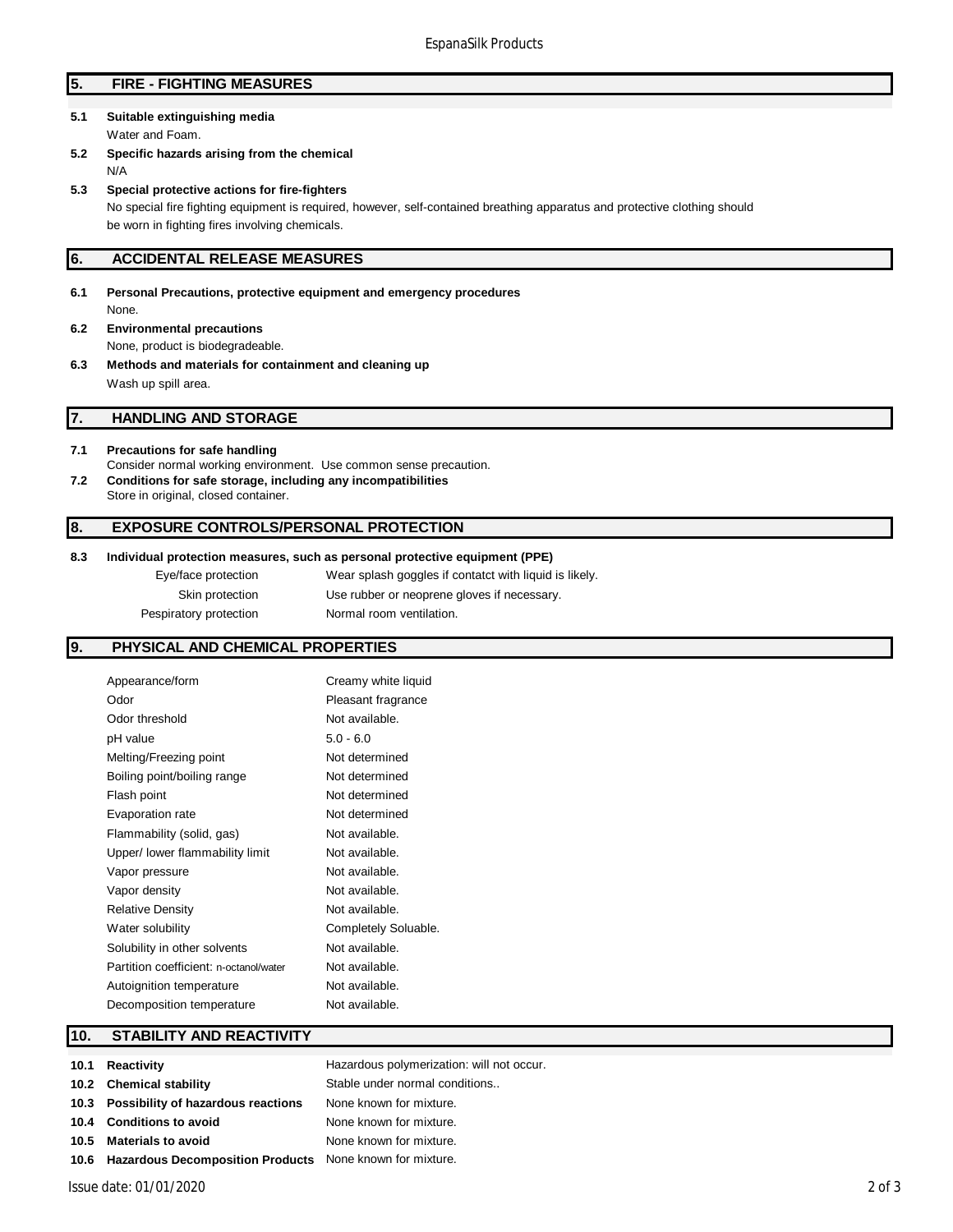## 5. FIRE - FIGHTING MEASURES

**5.1 Suitable extinguishing media**

Water and Foam.

**5.2 Specific hazards arising from the chemical**

N/A

**5.3 Special protective actions for fire-fighters**

No special fire fighting equipment is required, however, self-contained breathing apparatus and protective clothing should be worn in fighting fires involving chemicals.

## 6. ACCIDENTAL RELEASE MEASURES

**6.1 Personal Precautions, protective equipment and emergency procedures**

None.

**6.2 Environmental precautions**

None, product is biodegradeable.

**6.3 Methods and materials for containment and cleaning up**

Wash up spill area.

## 7. HANDLING AND STORAGE

**7.1 Precautions for safe handling**

Consider normal working environment. Use common sense precaution.

**7.2 Conditions for safe storage, including any incompatibilities**

Store in original, closed container.

## 8. EXPOSURE CONTROLS/PERSONAL PROTECTION

**8.3 Individual protection measures, such as personal protective equipment (PPE)**

| | |
|---|---|
| Eye/face protection | Wear splash goggles if contatct with liquid is likely. |
| Skin protection | Use rubber or neoprene gloves if necessary. |
| Pespiratory protection | Normal room ventilation. |

## 9. PHYSICAL AND CHEMICAL PROPERTIES

| | |
|---|---|
| Appearance/form | Creamy white liquid |
| Odor | Pleasant fragrance |
| Odor threshold | Not available. |
| pH value | 5.0 - 6.0 |
| Melting/Freezing point | Not determined |
| Boiling point/boiling range | Not determined |
| Flash point | Not determined |
| Evaporation rate | Not determined |
| Flammability (solid, gas) | Not available. |
| Upper/ lower flammability limit | Not available. |
| Vapor pressure | Not available. |
| Vapor density | Not available. |
| Relative Density | Not available. |
| Water solubility | Completely Soluable. |
| Solubility in other solvents | Not available. |
| Partition coefficient: n-octanol/water | Not available. |
| Autoignition temperature | Not available. |
| Decomposition temperature | Not available. |

## 10. STABILITY AND REACTIVITY

| | |
|---|---|
| **10.1 Reactivity** | Hazardous polymerization: will not occur. |
| **10.2 Chemical stability** | Stable under normal conditions.. |
| **10.3 Possibility of hazardous reactions** | None known for mixture. |
| **10.4 Conditions to avoid** | None known for mixture. |
| **10.5 Materials to avoid** | None known for mixture. |
| **10.6 Hazardous Decomposition Products** | None known for mixture. |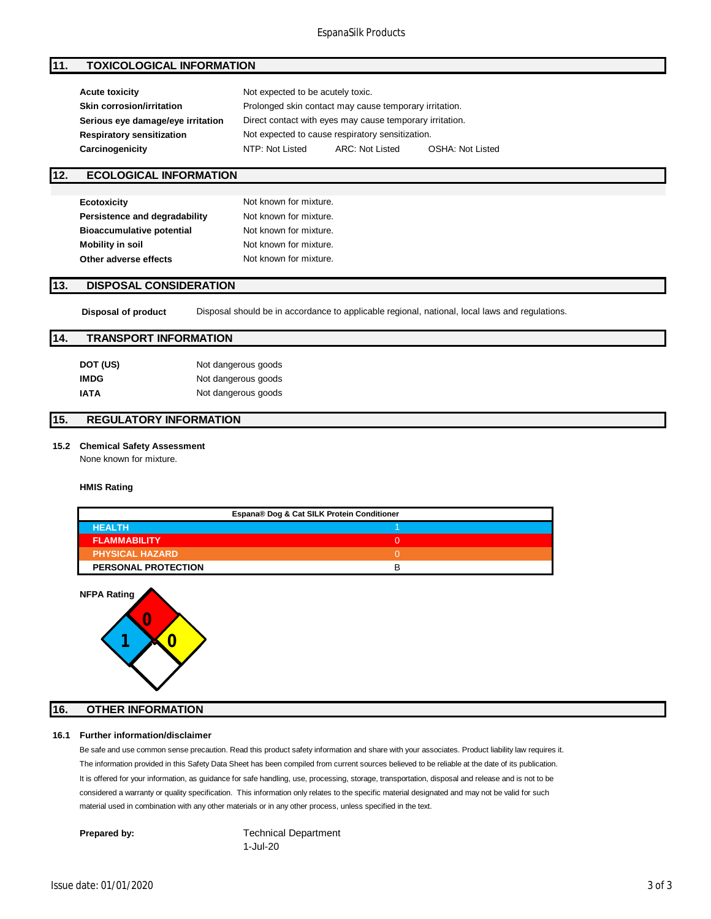## 11. TOXICOLOGICAL INFORMATION

| | | | |
|---|---|---|---|
| **Acute toxicity** | Not expected to be acutely toxic. | | |
| **Skin corrosion/irritation** | Prolonged skin contact may cause temporary irritation. | | |
| **Serious eye damage/eye irritation** | Direct contact with eyes may cause temporary irritation. | | |
| **Respiratory sensitization** | Not expected to cause respiratory sensitization. | | |
| **Carcinogenicity** | NTP: Not Listed | ARC: Not Listed | OSHA: Not Listed |

## 12. ECOLOGICAL INFORMATION

| | |
|---|---|
| **Ecotoxicity** | Not known for mixture. |
| **Persistence and degradability** | Not known for mixture. |
| **Bioaccumulative potential** | Not known for mixture. |
| **Mobility in soil** | Not known for mixture. |
| **Other adverse effects** | Not known for mixture. |

## 13. DISPOSAL CONSIDERATION

**Disposal of product** Disposal should be in accordance to applicable regional, national, local laws and regulations.

## 14. TRANSPORT INFORMATION

| | |
|---|---|
| **DOT (US)** | Not dangerous goods |
| **IMDG** | Not dangerous goods |
| **IATA** | Not dangerous goods |

## 15. REGULATORY INFORMATION

**15.2 Chemical Safety Assessment**

None known for mixture.

**HMIS Rating**

| Espana® Dog & Cat SILK Protein Conditioner | |
|---|---|
| HEALTH | 1 |
| FLAMMABILITY | 0 |
| PHYSICAL HAZARD | 0 |
| PERSONAL PROTECTION | B |

**NFPA Rating**

0

1 0

## 16. OTHER INFORMATION

**16.1 Further information/disclaimer**

Be safe and use common sense precaution. Read this product safety information and share with your associates. Product liability law requires it. The information provided in this Safety Data Sheet has been compiled from current sources believed to be reliable at the date of its publication. It is offered for your information, as guidance for safe handling, use, processing, storage, transportation, disposal and release and is not to be considered a warranty or quality specification. This information only relates to the specific material designated and may not be valid for such material used in combination with any other materials or in any other process, unless specified in the text.

**Prepared by:** Technical Department

1-Jul-20